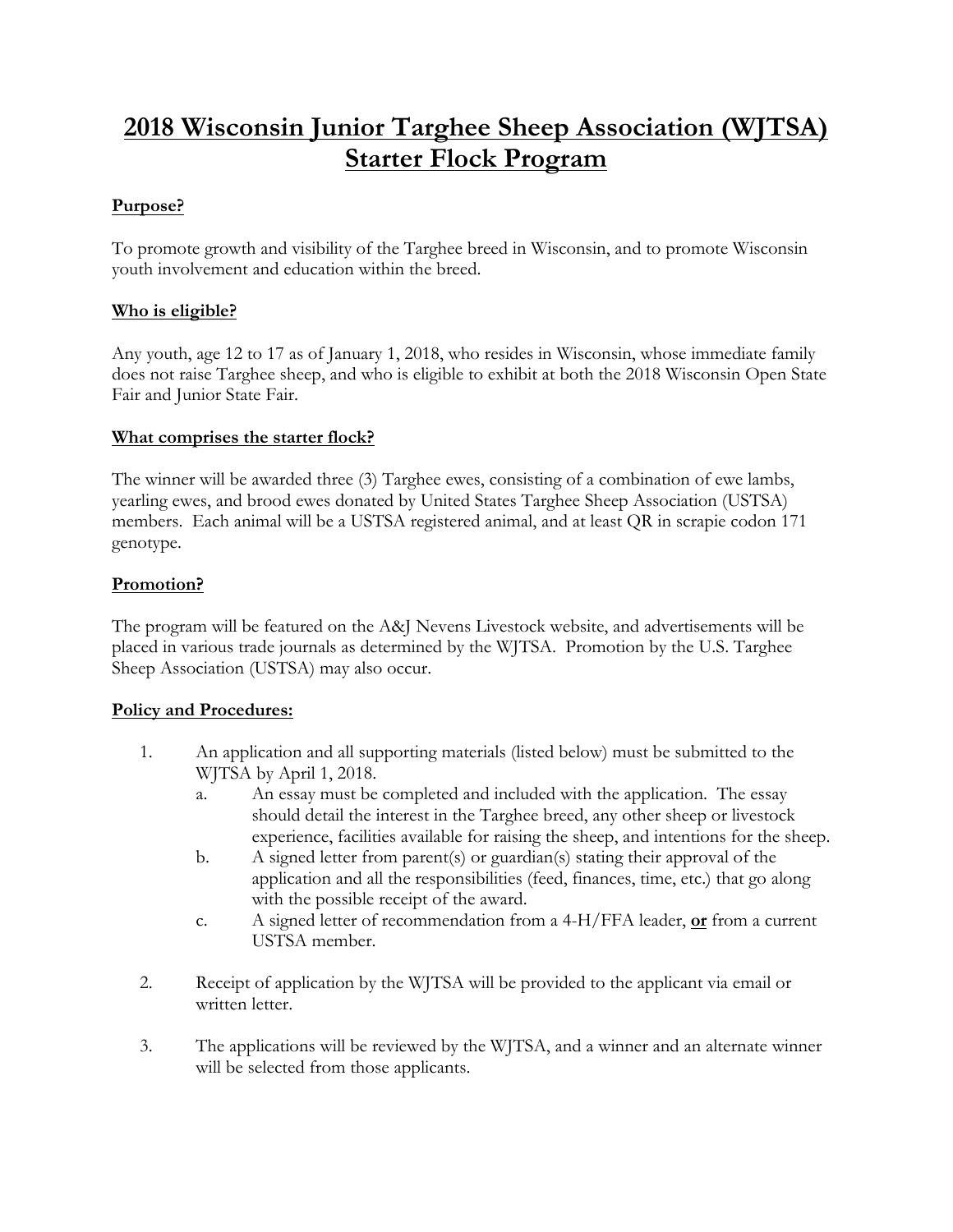# 2018 Wisconsin Junior Targhee Sheep Association (WJTSA) Starter Flock Program

## Purpose?

To promote growth and visibility of the Targhee breed in Wisconsin, and to promote Wisconsin youth involvement and education within the breed.

## Who is eligible?

Any youth, age 12 to 17 as of January 1, 2018, who resides in Wisconsin, whose immediate family does not raise Targhee sheep, and who is eligible to exhibit at both the 2018 Wisconsin Open State Fair and Junior State Fair.

## What comprises the starter flock?

The winner will be awarded three (3) Targhee ewes, consisting of a combination of ewe lambs, yearling ewes, and brood ewes donated by United States Targhee Sheep Association (USTSA) members. Each animal will be a USTSA registered animal, and at least QR in scrapie codon 171 genotype.

## Promotion?

The program will be featured on the A&J Nevens Livestock website, and advertisements will be placed in various trade journals as determined by the WJTSA. Promotion by the U.S. Targhee Sheep Association (USTSA) may also occur.

## Policy and Procedures:

1. An application and all supporting materials (listed below) must be submitted to the WJTSA by April 1, 2018.
    a. An essay must be completed and included with the application. The essay should detail the interest in the Targhee breed, any other sheep or livestock experience, facilities available for raising the sheep, and intentions for the sheep.
    b. A signed letter from parent(s) or guardian(s) stating their approval of the application and all the responsibilities (feed, finances, time, etc.) that go along with the possible receipt of the award.
    c. A signed letter of recommendation from a 4-H/FFA leader, **or** from a current USTSA member.

2. Receipt of application by the WJTSA will be provided to the applicant via email or written letter.

3. The applications will be reviewed by the WJTSA, and a winner and an alternate winner will be selected from those applicants.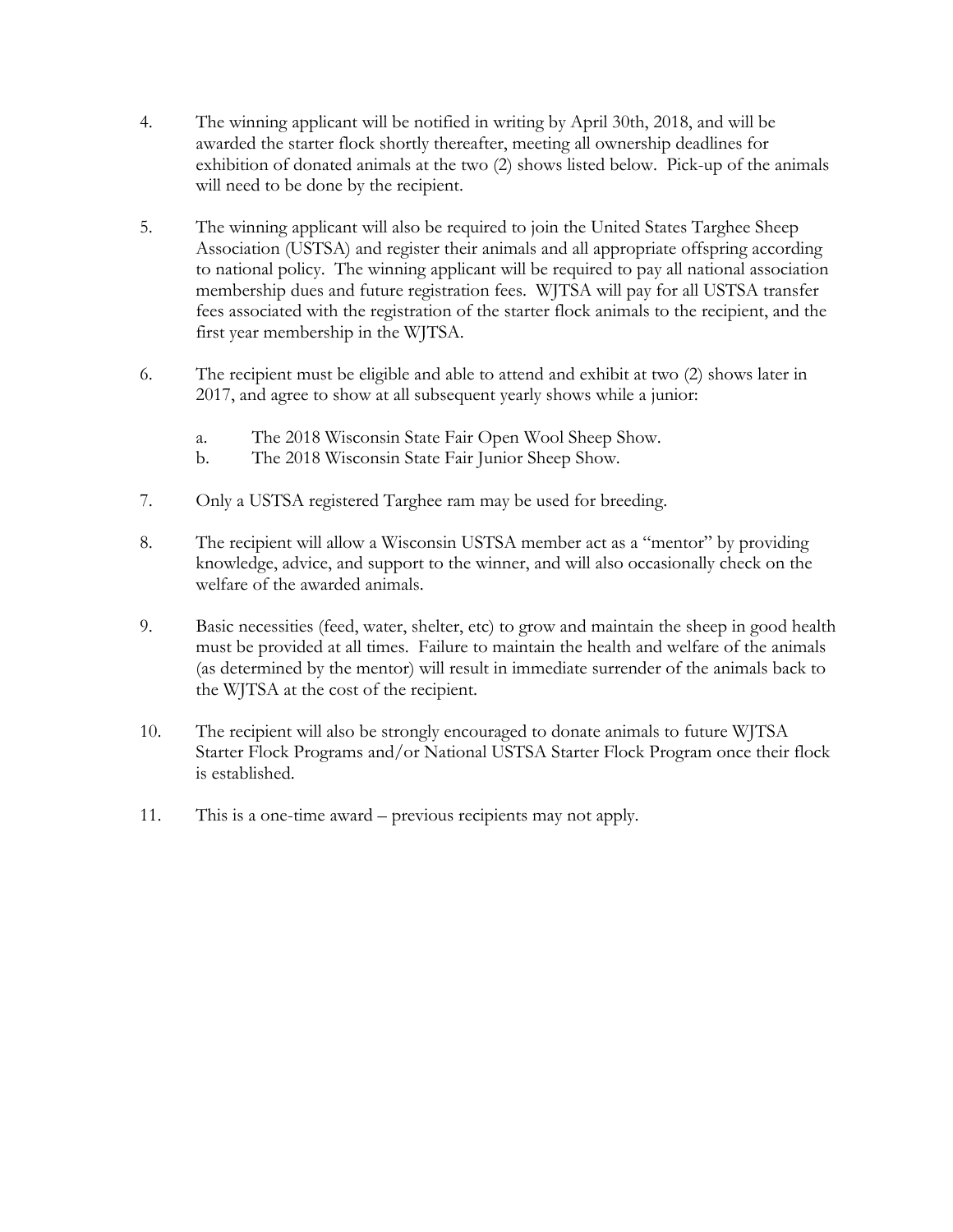4. The winning applicant will be notified in writing by April 30th, 2018, and will be awarded the starter flock shortly thereafter, meeting all ownership deadlines for exhibition of donated animals at the two (2) shows listed below. Pick-up of the animals will need to be done by the recipient.

5. The winning applicant will also be required to join the United States Targhee Sheep Association (USTSA) and register their animals and all appropriate offspring according to national policy. The winning applicant will be required to pay all national association membership dues and future registration fees. WJTSA will pay for all USTSA transfer fees associated with the registration of the starter flock animals to the recipient, and the first year membership in the WJTSA.

6. The recipient must be eligible and able to attend and exhibit at two (2) shows later in 2017, and agree to show at all subsequent yearly shows while a junior:

   a. The 2018 Wisconsin State Fair Open Wool Sheep Show.
   b. The 2018 Wisconsin State Fair Junior Sheep Show.

7. Only a USTSA registered Targhee ram may be used for breeding.

8. The recipient will allow a Wisconsin USTSA member act as a "mentor" by providing knowledge, advice, and support to the winner, and will also occasionally check on the welfare of the awarded animals.

9. Basic necessities (feed, water, shelter, etc) to grow and maintain the sheep in good health must be provided at all times. Failure to maintain the health and welfare of the animals (as determined by the mentor) will result in immediate surrender of the animals back to the WJTSA at the cost of the recipient.

10. The recipient will also be strongly encouraged to donate animals to future WJTSA Starter Flock Programs and/or National USTSA Starter Flock Program once their flock is established.

11. This is a one-time award – previous recipients may not apply.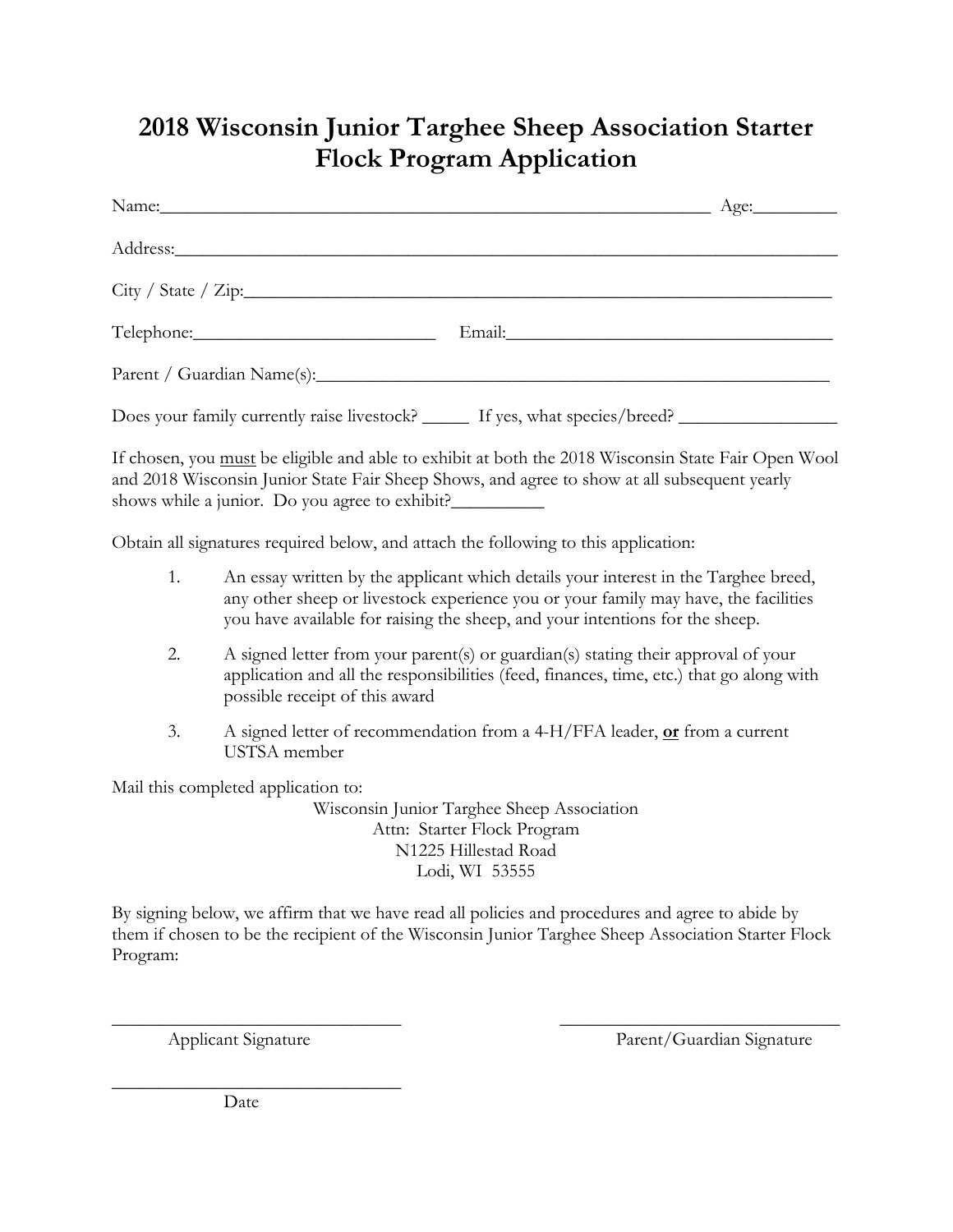# 2018 Wisconsin Junior Targhee Sheep Association Starter Flock Program Application

Name:_____________________________________________________________ Age:_________

Address:_________________________________________________________________________

City / State / Zip:_______________________________________________________________

Telephone:__________________________ Email:____________________________________

Parent / Guardian Name(s):________________________________________________________

Does your family currently raise livestock? _____ If yes, what species/breed? _________________

If chosen, you <u>must</u> be eligible and able to exhibit at both the 2018 Wisconsin State Fair Open Wool and 2018 Wisconsin Junior State Fair Sheep Shows, and agree to show at all subsequent yearly shows while a junior. Do you agree to exhibit?__________

Obtain all signatures required below, and attach the following to this application:

1. An essay written by the applicant which details your interest in the Targhee breed, any other sheep or livestock experience you or your family may have, the facilities you have available for raising the sheep, and your intentions for the sheep.
2. A signed letter from your parent(s) or guardian(s) stating their approval of your application and all the responsibilities (feed, finances, time, etc.) that go along with possible receipt of this award
3. A signed letter of recommendation from a 4-H/FFA leader, **<u>or</u>** from a current USTSA member

Mail this completed application to:

Wisconsin Junior Targhee Sheep Association
Attn: Starter Flock Program
N1225 Hillestad Road
Lodi, WI 53555

By signing below, we affirm that we have read all policies and procedures and agree to abide by them if chosen to be the recipient of the Wisconsin Junior Targhee Sheep Association Starter Flock Program:

________________________________ ________________________________
Applicant Signature Parent/Guardian Signature

________________________________
Date